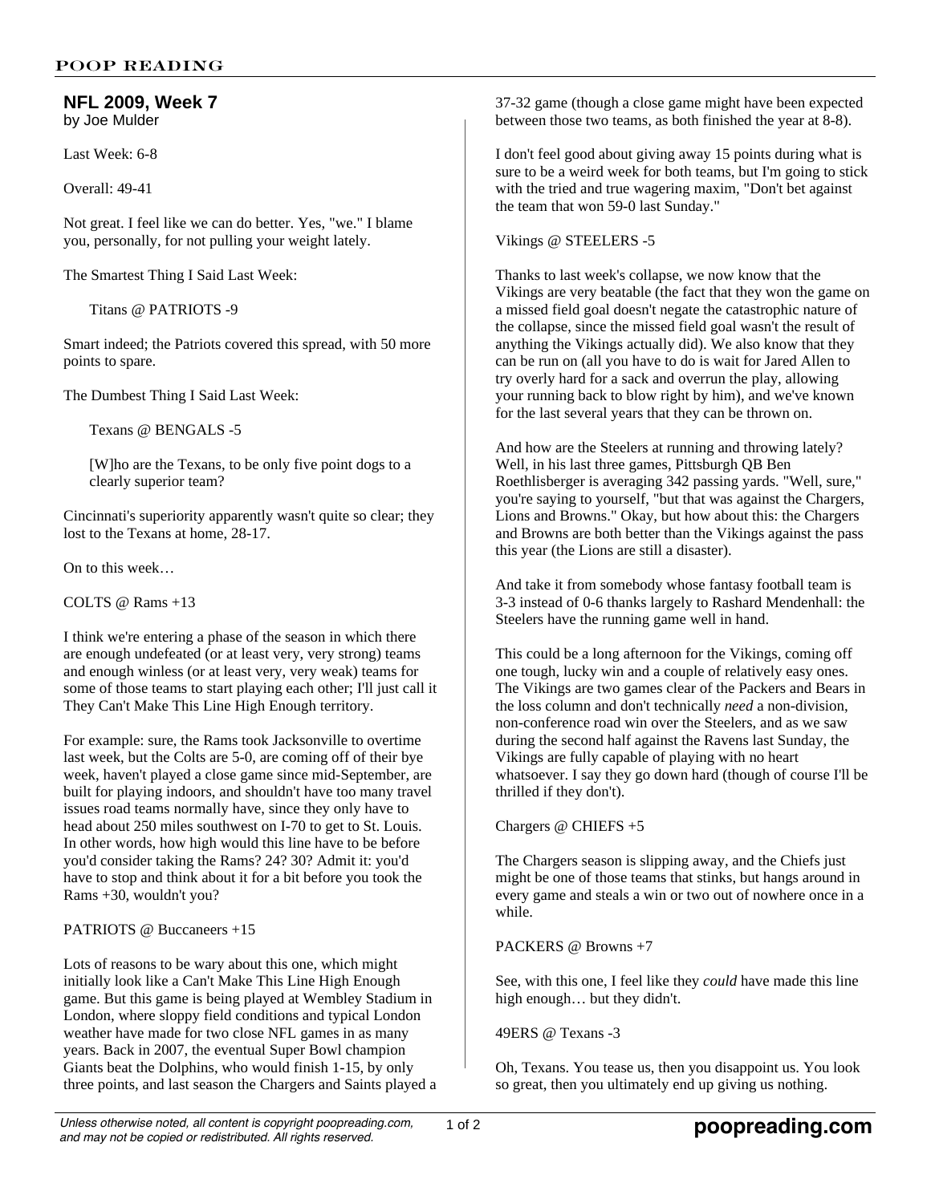## NFL 2009, Week 7

by Joe Mulder

Last Week: 6-8

Overall: 49-41

Not great. I feel like we can do better. Yes, "we." I blame you, personally, for not pulling your weight lately.

The Smartest Thing I Said Last Week:

> Titans @ PATRIOTS -9

Smart indeed; the Patriots covered this spread, with 50 more points to spare.

The Dumbest Thing I Said Last Week:

> Texans @ BENGALS -5
>
> [W]ho are the Texans, to be only five point dogs to a clearly superior team?

Cincinnati's superiority apparently wasn't quite so clear; they lost to the Texans at home, 28-17.

On to this week…

COLTS @ Rams +13

I think we're entering a phase of the season in which there are enough undefeated (or at least very, very strong) teams and enough winless (or at least very, very weak) teams for some of those teams to start playing each other; I'll just call it They Can't Make This Line High Enough territory.

For example: sure, the Rams took Jacksonville to overtime last week, but the Colts are 5-0, are coming off of their bye week, haven't played a close game since mid-September, are built for playing indoors, and shouldn't have too many travel issues road teams normally have, since they only have to head about 250 miles southwest on I-70 to get to St. Louis. In other words, how high would this line have to be before you'd consider taking the Rams? 24? 30? Admit it: you'd have to stop and think about it for a bit before you took the Rams +30, wouldn't you?

PATRIOTS @ Buccaneers +15

Lots of reasons to be wary about this one, which might initially look like a Can't Make This Line High Enough game. But this game is being played at Wembley Stadium in London, where sloppy field conditions and typical London weather have made for two close NFL games in as many years. Back in 2007, the eventual Super Bowl champion Giants beat the Dolphins, who would finish 1-15, by only three points, and last season the Chargers and Saints played a 37-32 game (though a close game might have been expected between those two teams, as both finished the year at 8-8).

I don't feel good about giving away 15 points during what is sure to be a weird week for both teams, but I'm going to stick with the tried and true wagering maxim, "Don't bet against the team that won 59-0 last Sunday."

Vikings @ STEELERS -5

Thanks to last week's collapse, we now know that the Vikings are very beatable (the fact that they won the game on a missed field goal doesn't negate the catastrophic nature of the collapse, since the missed field goal wasn't the result of anything the Vikings actually did). We also know that they can be run on (all you have to do is wait for Jared Allen to try overly hard for a sack and overrun the play, allowing your running back to blow right by him), and we've known for the last several years that they can be thrown on.

And how are the Steelers at running and throwing lately? Well, in his last three games, Pittsburgh QB Ben Roethlisberger is averaging 342 passing yards. "Well, sure," you're saying to yourself, "but that was against the Chargers, Lions and Browns." Okay, but how about this: the Chargers and Browns are both better than the Vikings against the pass this year (the Lions are still a disaster).

And take it from somebody whose fantasy football team is 3-3 instead of 0-6 thanks largely to Rashard Mendenhall: the Steelers have the running game well in hand.

This could be a long afternoon for the Vikings, coming off one tough, lucky win and a couple of relatively easy ones. The Vikings are two games clear of the Packers and Bears in the loss column and don't technically *need* a non-division, non-conference road win over the Steelers, and as we saw during the second half against the Ravens last Sunday, the Vikings are fully capable of playing with no heart whatsoever. I say they go down hard (though of course I'll be thrilled if they don't).

Chargers @ CHIEFS +5

The Chargers season is slipping away, and the Chiefs just might be one of those teams that stinks, but hangs around in every game and steals a win or two out of nowhere once in a while.

PACKERS @ Browns +7

See, with this one, I feel like they *could* have made this line high enough… but they didn't.

49ERS @ Texans -3

Oh, Texans. You tease us, then you disappoint us. You look so great, then you ultimately end up giving us nothing.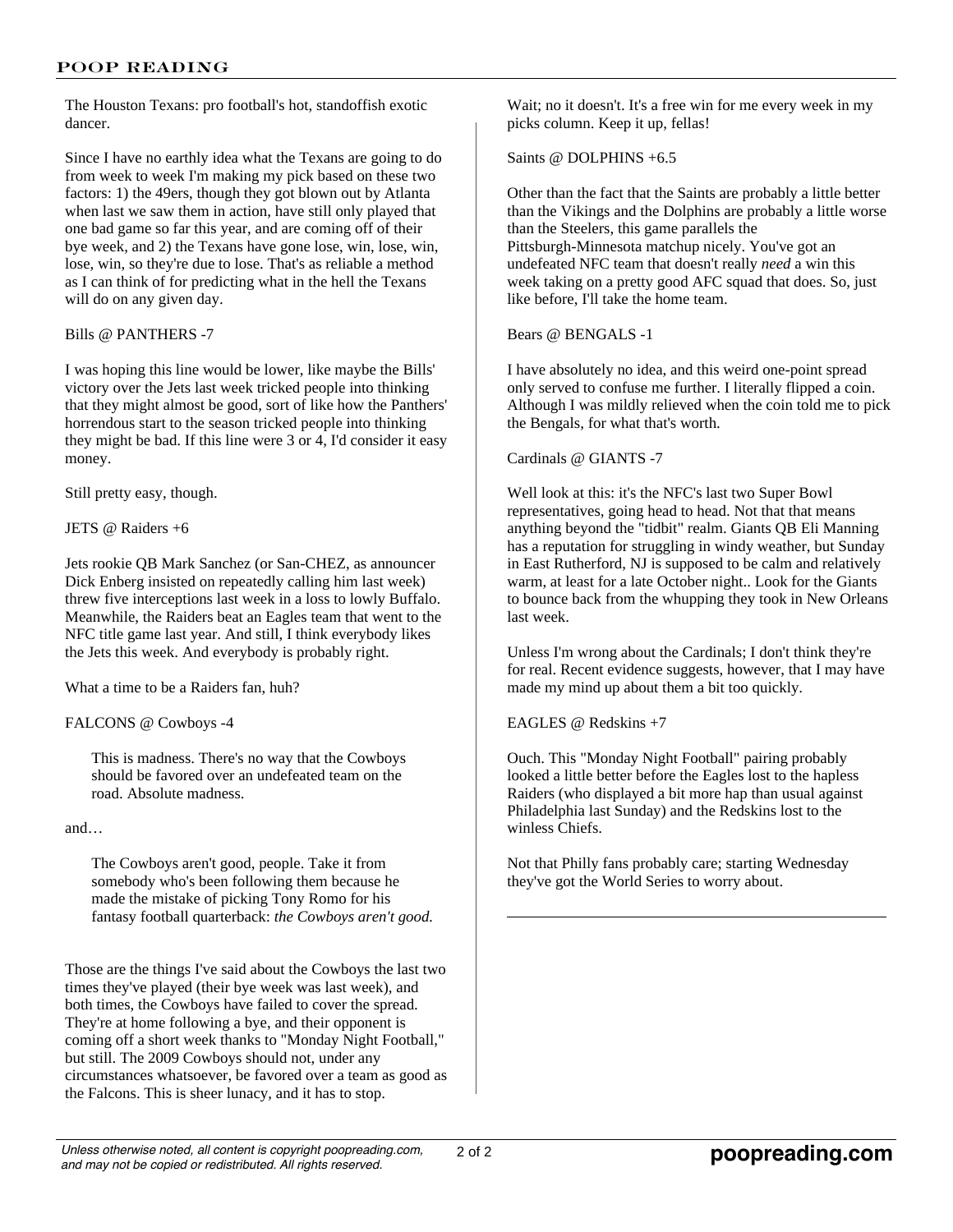The Houston Texans: pro football's hot, standoffish exotic dancer.

Since I have no earthly idea what the Texans are going to do from week to week I'm making my pick based on these two factors: 1) the 49ers, though they got blown out by Atlanta when last we saw them in action, have still only played that one bad game so far this year, and are coming off of their bye week, and 2) the Texans have gone lose, win, lose, win, lose, win, so they're due to lose. That's as reliable a method as I can think of for predicting what in the hell the Texans will do on any given day.

Bills @ PANTHERS -7

I was hoping this line would be lower, like maybe the Bills' victory over the Jets last week tricked people into thinking that they might almost be good, sort of like how the Panthers' horrendous start to the season tricked people into thinking they might be bad. If this line were 3 or 4, I'd consider it easy money.

Still pretty easy, though.

JETS @ Raiders +6

Jets rookie QB Mark Sanchez (or San-CHEZ, as announcer Dick Enberg insisted on repeatedly calling him last week) threw five interceptions last week in a loss to lowly Buffalo. Meanwhile, the Raiders beat an Eagles team that went to the NFC title game last year. And still, I think everybody likes the Jets this week. And everybody is probably right.

What a time to be a Raiders fan, huh?

FALCONS @ Cowboys -4

> This is madness. There's no way that the Cowboys should be favored over an undefeated team on the road. Absolute madness.

and…

> The Cowboys aren't good, people. Take it from somebody who's been following them because he made the mistake of picking Tony Romo for his fantasy football quarterback: *the Cowboys aren't good.*

Those are the things I've said about the Cowboys the last two times they've played (their bye week was last week), and both times, the Cowboys have failed to cover the spread. They're at home following a bye, and their opponent is coming off a short week thanks to "Monday Night Football," but still. The 2009 Cowboys should not, under any circumstances whatsoever, be favored over a team as good as the Falcons. This is sheer lunacy, and it has to stop.

Wait; no it doesn't. It's a free win for me every week in my picks column. Keep it up, fellas!

Saints @ DOLPHINS +6.5

Other than the fact that the Saints are probably a little better than the Vikings and the Dolphins are probably a little worse than the Steelers, this game parallels the Pittsburgh-Minnesota matchup nicely. You've got an undefeated NFC team that doesn't really *need* a win this week taking on a pretty good AFC squad that does. So, just like before, I'll take the home team.

Bears @ BENGALS -1

I have absolutely no idea, and this weird one-point spread only served to confuse me further. I literally flipped a coin. Although I was mildly relieved when the coin told me to pick the Bengals, for what that's worth.

Cardinals @ GIANTS -7

Well look at this: it's the NFC's last two Super Bowl representatives, going head to head. Not that that means anything beyond the "tidbit" realm. Giants QB Eli Manning has a reputation for struggling in windy weather, but Sunday in East Rutherford, NJ is supposed to be calm and relatively warm, at least for a late October night.. Look for the Giants to bounce back from the whupping they took in New Orleans last week.

Unless I'm wrong about the Cardinals; I don't think they're for real. Recent evidence suggests, however, that I may have made my mind up about them a bit too quickly.

EAGLES @ Redskins +7

Ouch. This "Monday Night Football" pairing probably looked a little better before the Eagles lost to the hapless Raiders (who displayed a bit more hap than usual against Philadelphia last Sunday) and the Redskins lost to the winless Chiefs.

Not that Philly fans probably care; starting Wednesday they've got the World Series to worry about.

---